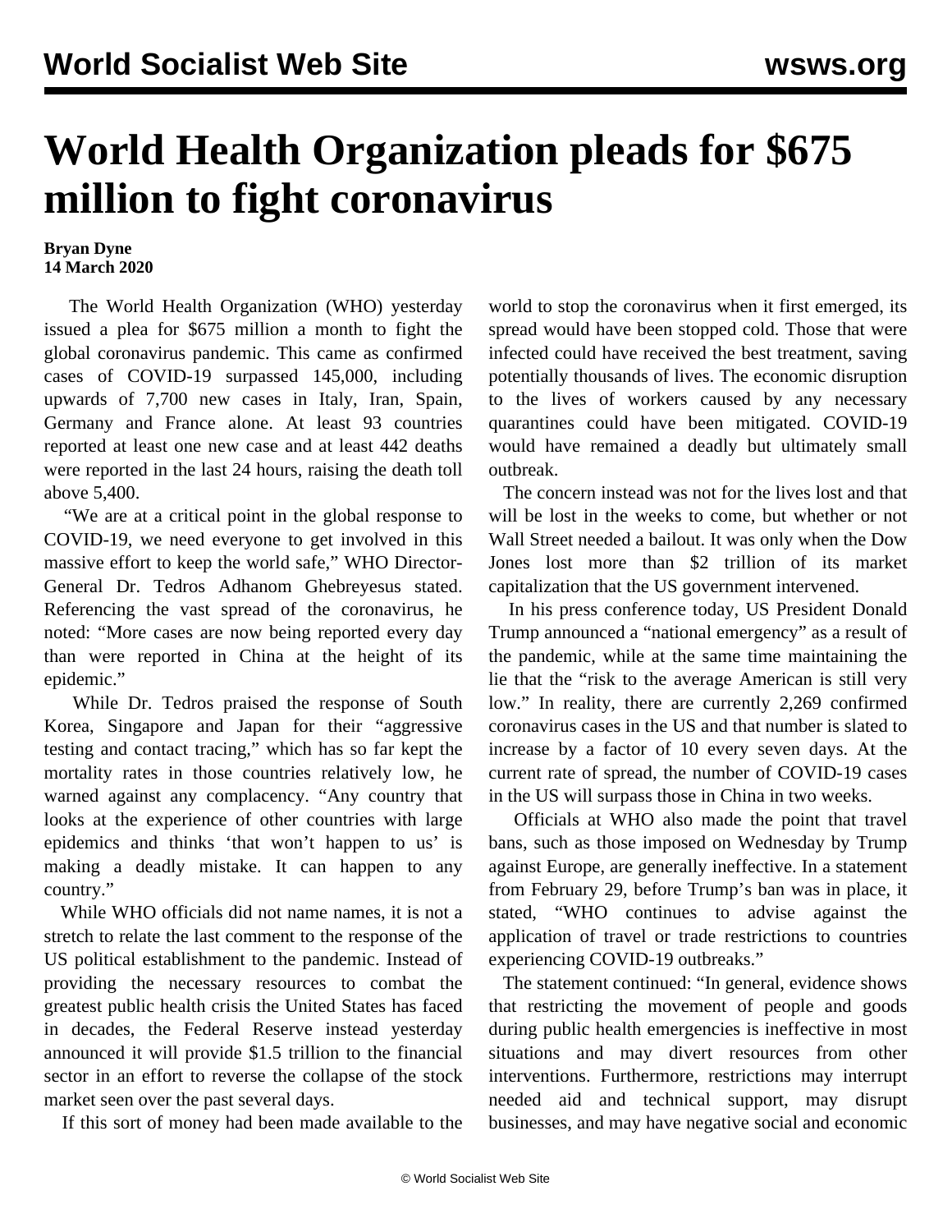# World Health Organization pleads for $675 million to fight coronavirus

**Bryan Dyne**
**14 March 2020**

The World Health Organization (WHO) yesterday issued a plea for $675 million a month to fight the global coronavirus pandemic. This came as confirmed cases of COVID-19 surpassed 145,000, including upwards of 7,700 new cases in Italy, Iran, Spain, Germany and France alone. At least 93 countries reported at least one new case and at least 442 deaths were reported in the last 24 hours, raising the death toll above 5,400.

"We are at a critical point in the global response to COVID-19, we need everyone to get involved in this massive effort to keep the world safe," WHO Director-General Dr. Tedros Adhanom Ghebreyesus stated. Referencing the vast spread of the coronavirus, he noted: "More cases are now being reported every day than were reported in China at the height of its epidemic."

While Dr. Tedros praised the response of South Korea, Singapore and Japan for their "aggressive testing and contact tracing," which has so far kept the mortality rates in those countries relatively low, he warned against any complacency. "Any country that looks at the experience of other countries with large epidemics and thinks 'that won't happen to us' is making a deadly mistake. It can happen to any country."

While WHO officials did not name names, it is not a stretch to relate the last comment to the response of the US political establishment to the pandemic. Instead of providing the necessary resources to combat the greatest public health crisis the United States has faced in decades, the Federal Reserve instead yesterday announced it will provide $1.5 trillion to the financial sector in an effort to reverse the collapse of the stock market seen over the past several days.

If this sort of money had been made available to the world to stop the coronavirus when it first emerged, its spread would have been stopped cold. Those that were infected could have received the best treatment, saving potentially thousands of lives. The economic disruption to the lives of workers caused by any necessary quarantines could have been mitigated. COVID-19 would have remained a deadly but ultimately small outbreak.

The concern instead was not for the lives lost and that will be lost in the weeks to come, but whether or not Wall Street needed a bailout. It was only when the Dow Jones lost more than $2 trillion of its market capitalization that the US government intervened.

In his press conference today, US President Donald Trump announced a "national emergency" as a result of the pandemic, while at the same time maintaining the lie that the "risk to the average American is still very low." In reality, there are currently 2,269 confirmed coronavirus cases in the US and that number is slated to increase by a factor of 10 every seven days. At the current rate of spread, the number of COVID-19 cases in the US will surpass those in China in two weeks.

Officials at WHO also made the point that travel bans, such as those imposed on Wednesday by Trump against Europe, are generally ineffective. In a statement from February 29, before Trump's ban was in place, it stated, "WHO continues to advise against the application of travel or trade restrictions to countries experiencing COVID-19 outbreaks."

The statement continued: "In general, evidence shows that restricting the movement of people and goods during public health emergencies is ineffective in most situations and may divert resources from other interventions. Furthermore, restrictions may interrupt needed aid and technical support, may disrupt businesses, and may have negative social and economic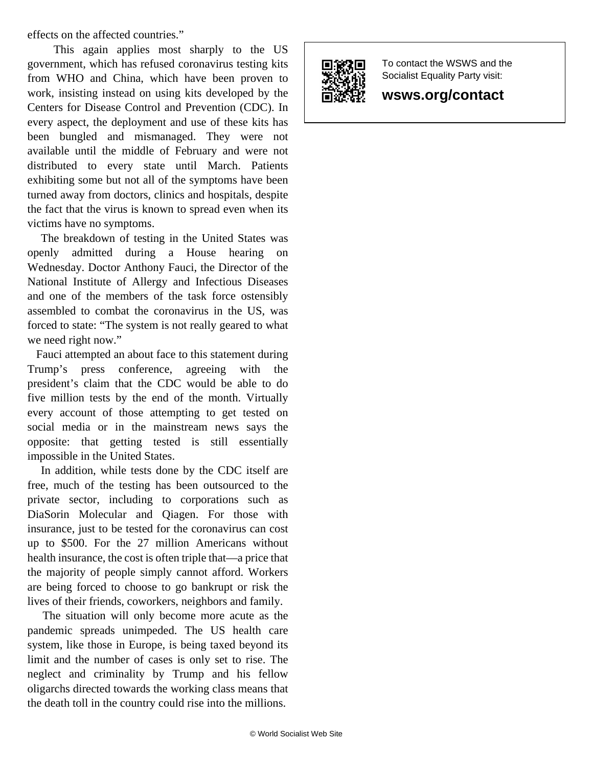effects on the affected countries."

This again applies most sharply to the US government, which has refused coronavirus testing kits from WHO and China, which have been proven to work, insisting instead on using kits developed by the Centers for Disease Control and Prevention (CDC). In every aspect, the deployment and use of these kits has been bungled and mismanaged. They were not available until the middle of February and were not distributed to every state until March. Patients exhibiting some but not all of the symptoms have been turned away from doctors, clinics and hospitals, despite the fact that the virus is known to spread even when its victims have no symptoms.

The breakdown of testing in the United States was openly admitted during a House hearing on Wednesday. Doctor Anthony Fauci, the Director of the National Institute of Allergy and Infectious Diseases and one of the members of the task force ostensibly assembled to combat the coronavirus in the US, was forced to state: "The system is not really geared to what we need right now."

Fauci attempted an about face to this statement during Trump's press conference, agreeing with the president's claim that the CDC would be able to do five million tests by the end of the month. Virtually every account of those attempting to get tested on social media or in the mainstream news says the opposite: that getting tested is still essentially impossible in the United States.

In addition, while tests done by the CDC itself are free, much of the testing has been outsourced to the private sector, including to corporations such as DiaSorin Molecular and Qiagen. For those with insurance, just to be tested for the coronavirus can cost up to $500. For the 27 million Americans without health insurance, the cost is often triple that—a price that the majority of people simply cannot afford. Workers are being forced to choose to go bankrupt or risk the lives of their friends, coworkers, neighbors and family.

The situation will only become more acute as the pandemic spreads unimpeded. The US health care system, like those in Europe, is being taxed beyond its limit and the number of cases is only set to rise. The neglect and criminality by Trump and his fellow oligarchs directed towards the working class means that the death toll in the country could rise into the millions.

To contact the WSWS and the Socialist Equality Party visit:

**wsws.org/contact**